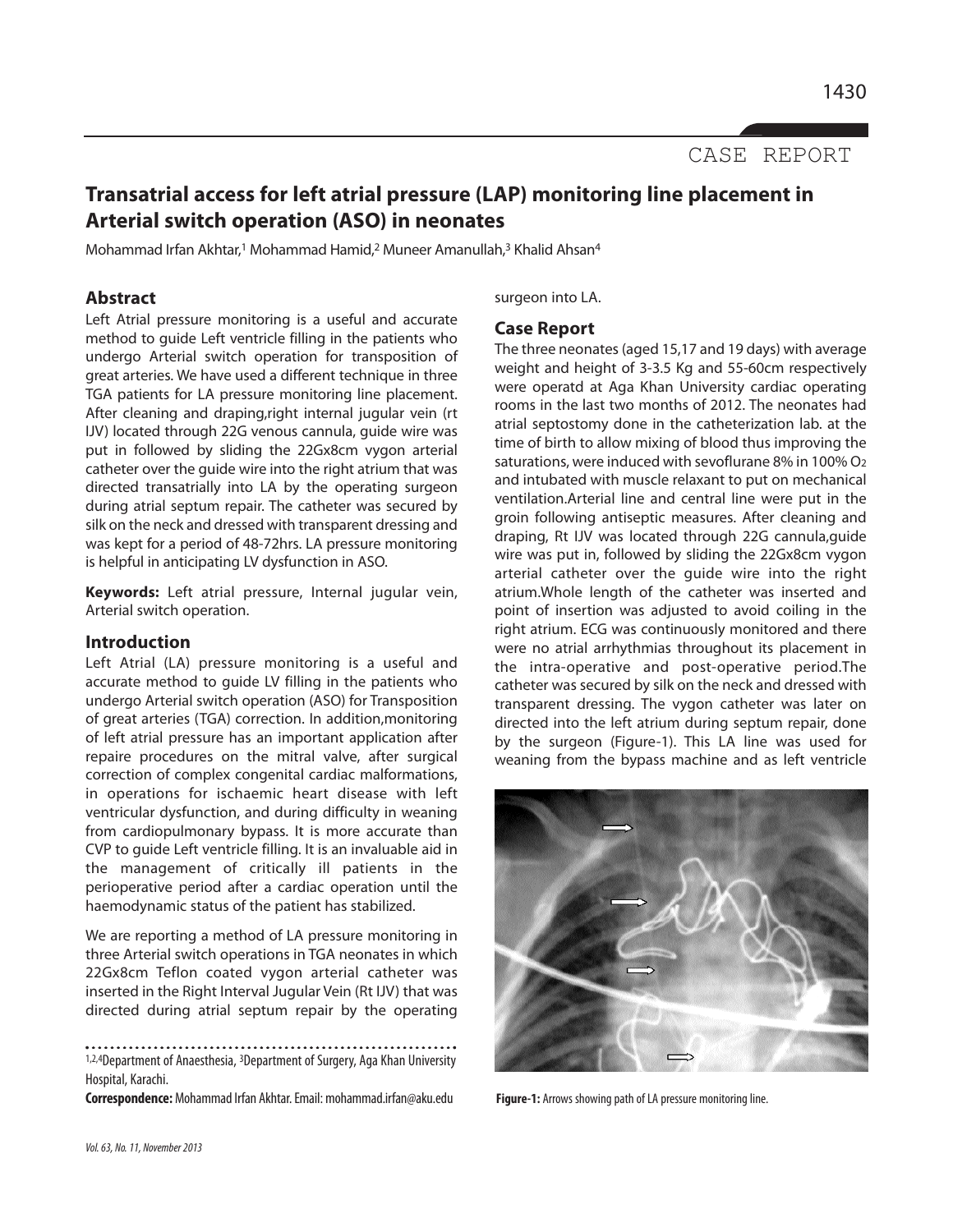CASE REPORT

# Transatrial access for left atrial pressure (LAP) monitoring line placement in Arterial switch operation (ASO) in neonates

Mohammad Irfan Akhtar,[1] Mohammad Hamid,[2] Muneer Amanullah,[3] Khalid Ahsan[4]

## Abstract

Left Atrial pressure monitoring is a useful and accurate method to guide Left ventricle filling in the patients who undergo Arterial switch operation for transposition of great arteries. We have used a different technique in three TGA patients for LA pressure monitoring line placement. After cleaning and draping,right internal jugular vein (rt IJV) located through 22G venous cannula, guide wire was put in followed by sliding the 22Gx8cm vygon arterial catheter over the guide wire into the right atrium that was directed transatrially into LA by the operating surgeon during atrial septum repair. The catheter was secured by silk on the neck and dressed with transparent dressing and was kept for a period of 48-72hrs. LA pressure monitoring is helpful in anticipating LV dysfunction in ASO.

**Keywords:** Left atrial pressure, Internal jugular vein, Arterial switch operation.

## Introduction

Left Atrial (LA) pressure monitoring is a useful and accurate method to guide LV filling in the patients who undergo Arterial switch operation (ASO) for Transposition of great arteries (TGA). In addition,monitoring of left atrial pressure has an important application after repaire procedures on the mitral valve, after surgical correction of complex congenital cardiac malformations, in operations for ischaemic heart disease with left ventricular dysfunction, and during difficulty in weaning from cardiopulmonary bypass. It is more accurate than CVP to guide Left ventricle filling. It is an invaluable aid in the management of critically ill patients in the perioperative period after a cardiac operation until the haemodynamic status of the patient has stabilized.

We are reporting a method of LA pressure monitoring in three Arterial switch operations in TGA neonates in which 22Gx8cm Teflon coated vygon arterial catheter was inserted in the Right Interval Jugular Vein (Rt IJV) that was directed during atrial septum repair by the operating surgeon into LA.

## Case Report

The three neonates (aged 15,17 and 19 days) with average weight and height of 3-3.5 Kg and 55-60cm respectively were operatd at Aga Khan University cardiac operating rooms in the last two months of 2012. The neonates had atrial septostomy done in the catheterization lab. at the time of birth to allow mixing of blood thus improving the saturations, were induced with sevoflurane 8% in 100% $O_2$ and intubated with muscle relaxant to put on mechanical ventilation.Arterial line and central line were put in the groin following antiseptic measures. After cleaning and draping, Rt IJV was located through 22G cannula,guide wire was put in, followed by sliding the 22Gx8cm vygon arterial catheter over the guide wire into the right atrium.Whole length of the catheter was inserted and point of insertion was adjusted to avoid coiling in the right atrium. ECG was continuously monitored and there were no atrial arrhythmias throughout its placement in the intra-operative and post-operative period.The catheter was secured by silk on the neck and dressed with transparent dressing. The vygon catheter was later on directed into the left atrium during septum repair, done by the surgeon (Figure-1). This LA line was used for weaning from the bypass machine and as left ventricle

**Figure-1:** Arrows showing path of LA pressure monitoring line.

[1,2,4]Department of Anaesthesia, [3]Department of Surgery, Aga Khan University Hospital, Karachi.

**Correspondence:** Mohammad Irfan Akhtar. Email: mohammad.irfan@aku.edu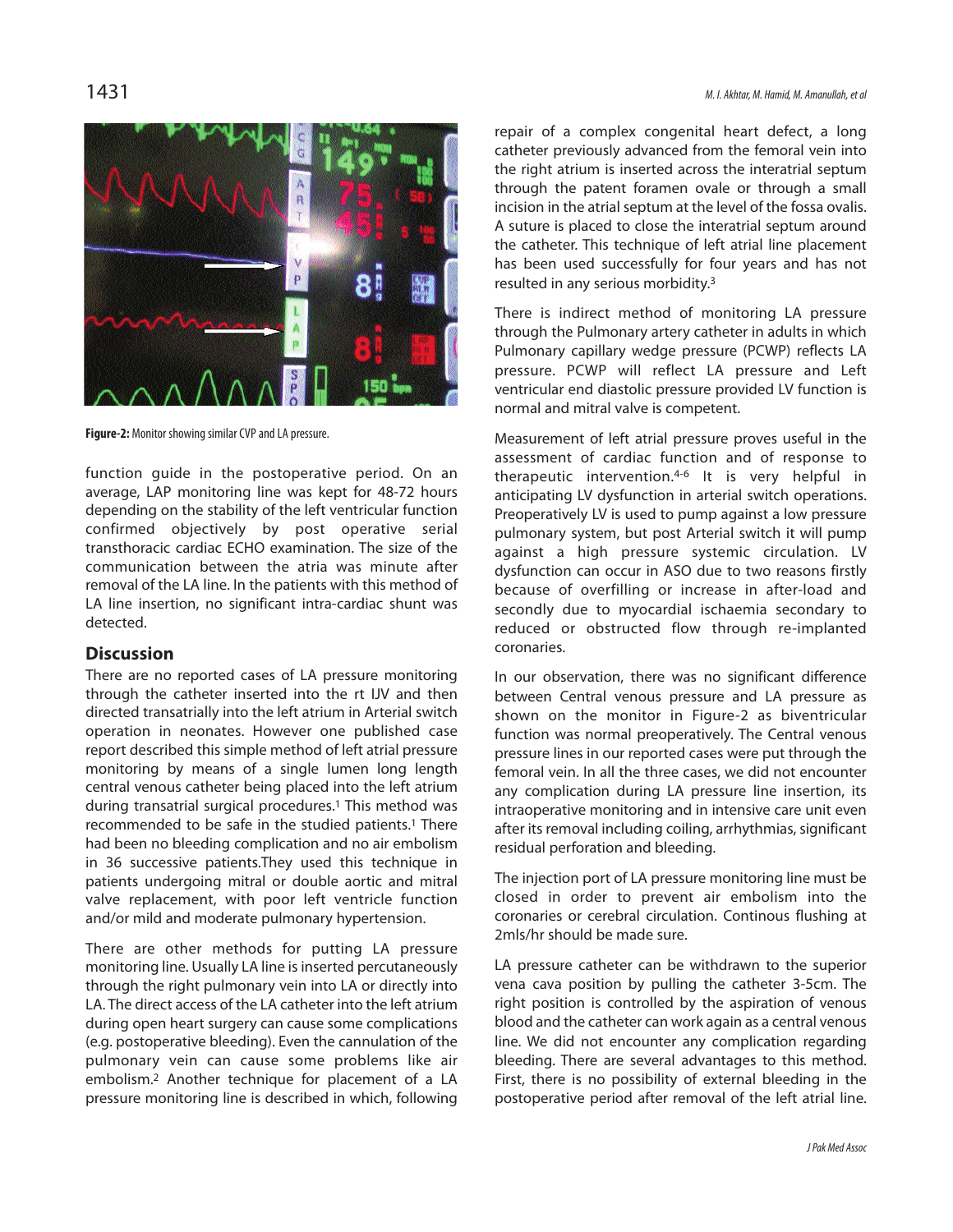Figure-2: Monitor showing similar CVP and LA pressure.

function guide in the postoperative period. On an average, LAP monitoring line was kept for 48-72 hours depending on the stability of the left ventricular function confirmed objectively by post operative serial transthoracic cardiac ECHO examination. The size of the communication between the atria was minute after removal of the LA line. In the patients with this method of LA line insertion, no significant intra-cardiac shunt was detected.

## Discussion

There are no reported cases of LA pressure monitoring through the catheter inserted into the rt IJV and then directed transatrially into the left atrium in Arterial switch operation in neonates. However one published case report described this simple method of left atrial pressure monitoring by means of a single lumen long length central venous catheter being placed into the left atrium during transatrial surgical procedures.[1] This method was recommended to be safe in the studied patients.[1] There had been no bleeding complication and no air embolism in 36 successive patients.They used this technique in patients undergoing mitral or double aortic and mitral valve replacement, with poor left ventricle function and/or mild and moderate pulmonary hypertension.

There are other methods for putting LA pressure monitoring line. Usually LA line is inserted percutaneously through the right pulmonary vein into LA or directly into LA. The direct access of the LA catheter into the left atrium during open heart surgery can cause some complications (e.g. postoperative bleeding). Even the cannulation of the pulmonary vein can cause some problems like air embolism.[2] Another technique for placement of a LA pressure monitoring line is described in which, following repair of a complex congenital heart defect, a long catheter previously advanced from the femoral vein into the right atrium is inserted across the interatrial septum through the patent foramen ovale or through a small incision in the atrial septum at the level of the fossa ovalis. A suture is placed to close the interatrial septum around the catheter. This technique of left atrial line placement has been used successfully for four years and has not resulted in any serious morbidity.[3]

There is indirect method of monitoring LA pressure through the Pulmonary artery catheter in adults in which Pulmonary capillary wedge pressure (PCWP) reflects LA pressure. PCWP will reflect LA pressure and Left ventricular end diastolic pressure provided LV function is normal and mitral valve is competent.

Measurement of left atrial pressure proves useful in the assessment of cardiac function and of response to therapeutic intervention.[4-6] It is very helpful in anticipating LV dysfunction in arterial switch operations. Preoperatively LV is used to pump against a low pressure pulmonary system, but post Arterial switch it will pump against a high pressure systemic circulation. LV dysfunction can occur in ASO due to two reasons firstly because of overfilling or increase in after-load and secondly due to myocardial ischaemia secondary to reduced or obstructed flow through re-implanted coronaries.

In our observation, there was no significant difference between Central venous pressure and LA pressure as shown on the monitor in Figure-2 as biventricular function was normal preoperatively. The Central venous pressure lines in our reported cases were put through the femoral vein. In all the three cases, we did not encounter any complication during LA pressure line insertion, its intraoperative monitoring and in intensive care unit even after its removal including coiling, arrhythmias, significant residual perforation and bleeding.

The injection port of LA pressure monitoring line must be closed in order to prevent air embolism into the coronaries or cerebral circulation. Continous flushing at 2mls/hr should be made sure.

LA pressure catheter can be withdrawn to the superior vena cava position by pulling the catheter 3-5cm. The right position is controlled by the aspiration of venous blood and the catheter can work again as a central venous line. We did not encounter any complication regarding bleeding. There are several advantages to this method. First, there is no possibility of external bleeding in the postoperative period after removal of the left atrial line.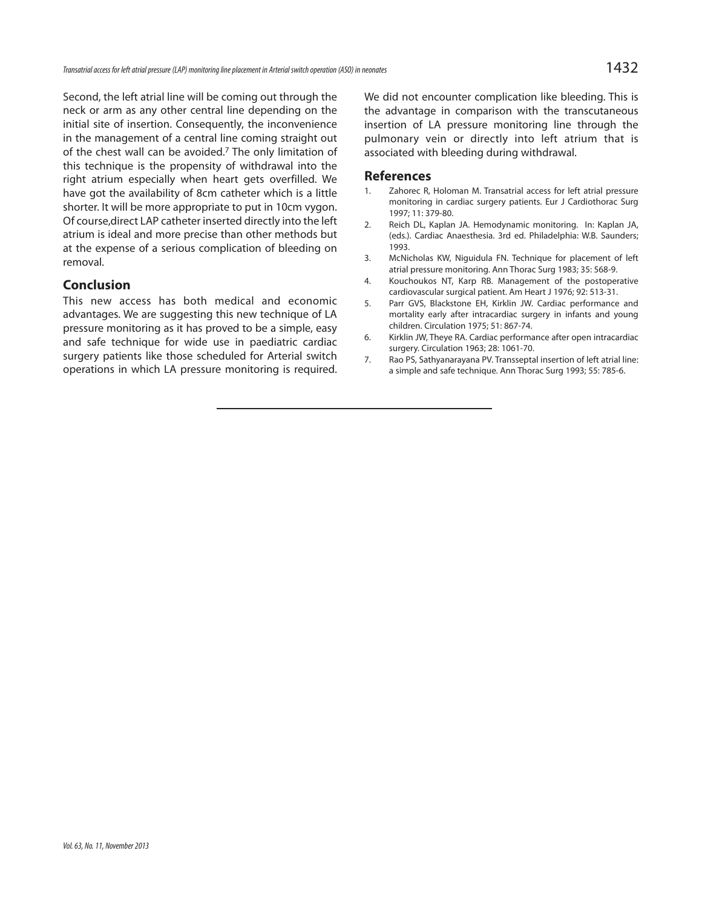Second, the left atrial line will be coming out through the neck or arm as any other central line depending on the initial site of insertion. Consequently, the inconvenience in the management of a central line coming straight out of the chest wall can be avoided.[7] The only limitation of this technique is the propensity of withdrawal into the right atrium especially when heart gets overfilled. We have got the availability of 8cm catheter which is a little shorter. It will be more appropriate to put in 10cm vygon. Of course,direct LAP catheter inserted directly into the left atrium is ideal and more precise than other methods but at the expense of a serious complication of bleeding on removal.

## Conclusion

This new access has both medical and economic advantages. We are suggesting this new technique of LA pressure monitoring as it has proved to be a simple, easy and safe technique for wide use in paediatric cardiac surgery patients like those scheduled for Arterial switch operations in which LA pressure monitoring is required. We did not encounter complication like bleeding. This is the advantage in comparison with the transcutaneous insertion of LA pressure monitoring line through the pulmonary vein or directly into left atrium that is associated with bleeding during withdrawal.

## References

1. Zahorec R, Holoman M. Transatrial access for left atrial pressure monitoring in cardiac surgery patients. Eur J Cardiothorac Surg 1997; 11: 379-80.
2. Reich DL, Kaplan JA. Hemodynamic monitoring. In: Kaplan JA, (eds.). Cardiac Anaesthesia. 3rd ed. Philadelphia: W.B. Saunders; 1993.
3. McNicholas KW, Niguidula FN. Technique for placement of left atrial pressure monitoring. Ann Thorac Surg 1983; 35: 568-9.
4. Kouchoukos NT, Karp RB. Management of the postoperative cardiovascular surgical patient. Am Heart J 1976; 92: 513-31.
5. Parr GVS, Blackstone EH, Kirklin JW. Cardiac performance and mortality early after intracardiac surgery in infants and young children. Circulation 1975; 51: 867-74.
6. Kirklin JW, Theye RA. Cardiac performance after open intracardiac surgery. Circulation 1963; 28: 1061-70.
7. Rao PS, Sathyanarayana PV. Transseptal insertion of left atrial line: a simple and safe technique. Ann Thorac Surg 1993; 55: 785-6.